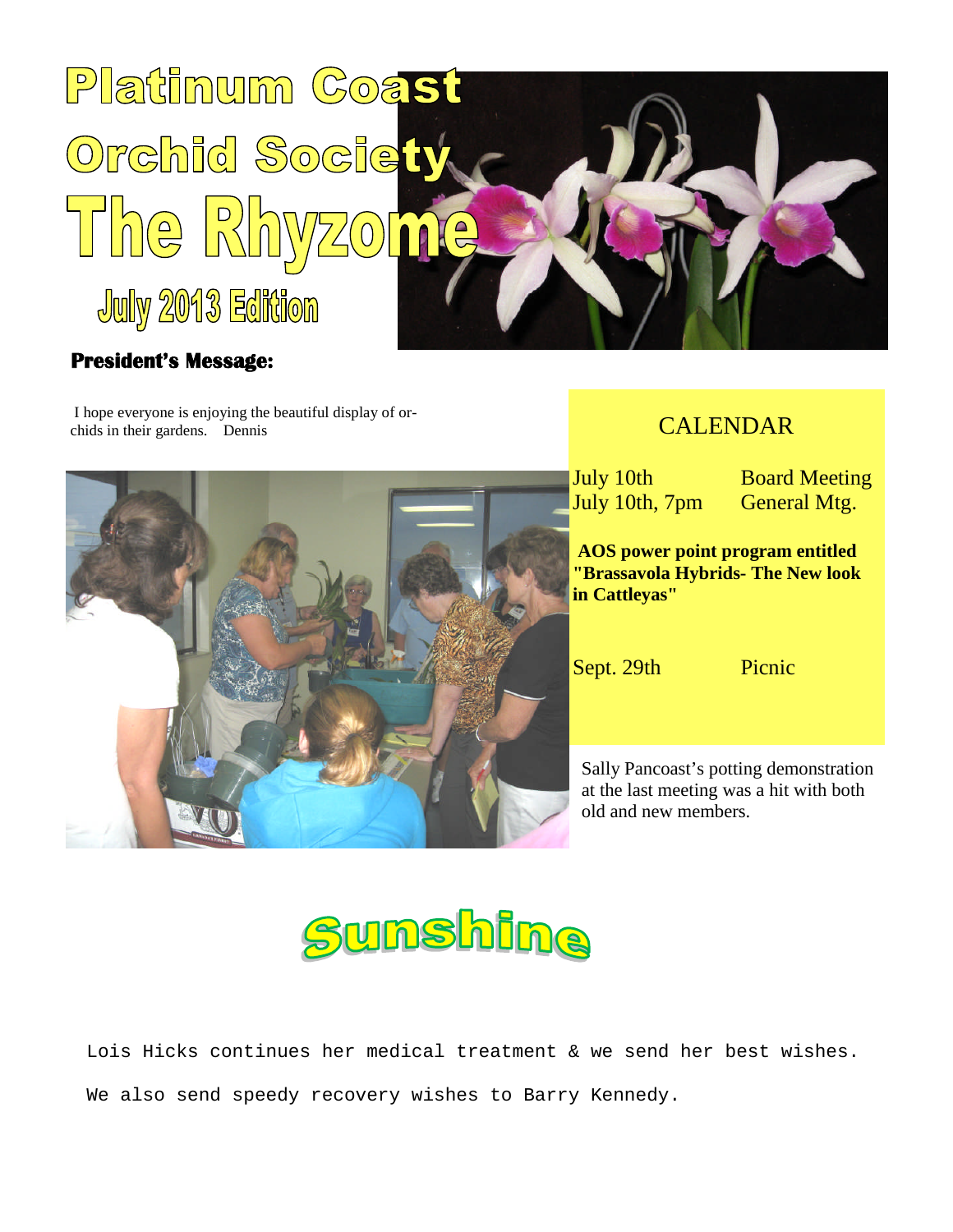# Platinum Coast Orchid Society

# The Rhyzome

## July 2013 Edition

### President's Message:

I hope everyone is enjoying the beautiful display of orchids in their gardens. Dennis

## CALENDAR

| | |
|---|---|
| July 10th | Board Meeting |
| July 10th, 7pm | General Mtg. |

**AOS power point program entitled "Brassavola Hybrids- The New look in Cattleyas"**

| | |
|---|---|
| Sept. 29th | Picnic |

Sally Pancoast's potting demonstration at the last meeting was a hit with both old and new members.

## Sunshine

Lois Hicks continues her medical treatment & we send her best wishes.

We also send speedy recovery wishes to Barry Kennedy.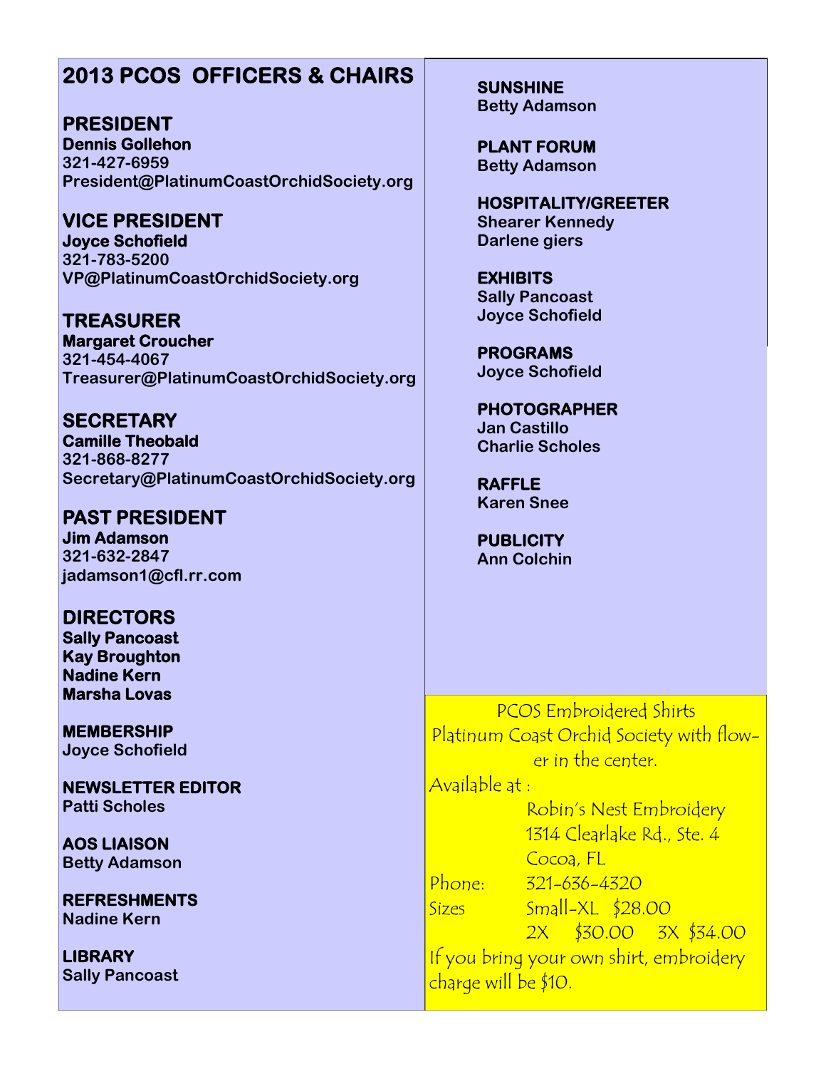# 2013 PCOS OFFICERS & CHAIRS

## PRESIDENT
**Dennis Gollehon**
**321-427-6959**
**President@PlatinumCoastOrchidSociety.org**

## VICE PRESIDENT
**Joyce Schofield**
**321-783-5200**
**VP@PlatinumCoastOrchidSociety.org**

## TREASURER
**Margaret Croucher**
**321-454-4067**
**Treasurer@PlatinumCoastOrchidSociety.org**

## SECRETARY
**Camille Theobald**
**321-868-8277**
**Secretary@PlatinumCoastOrchidSociety.org**

## PAST PRESIDENT
**Jim Adamson**
**321-632-2847**
**jadamson1@cfl.rr.com**

## DIRECTORS
**Sally Pancoast**
**Kay Broughton**
**Nadine Kern**
**Marsha Lovas**

### MEMBERSHIP
**Joyce Schofield**

### NEWSLETTER EDITOR
**Patti Scholes**

### AOS LIAISON
**Betty Adamson**

### REFRESHMENTS
**Nadine Kern**

### LIBRARY
**Sally Pancoast**

### SUNSHINE
**Betty Adamson**

### PLANT FORUM
**Betty Adamson**

### HOSPITALITY/GREETER
**Shearer Kennedy**
**Darlene giers**

### EXHIBITS
**Sally Pancoast**
**Joyce Schofield**

### PROGRAMS
**Joyce Schofield**

### PHOTOGRAPHER
**Jan Castillo**
**Charlie Scholes**

### RAFFLE
**Karen Snee**

### PUBLICITY
**Ann Colchin**

---

PCOS Embroidered Shirts
Platinum Coast Orchid Society with flower in the center.

Available at :
Robin's Nest Embroidery
1314 Clearlake Rd., Ste. 4
Cocoa, FL

Phone: 321-636-4320

Sizes Small-XL $28.00
2X $30.00 3X $34.00

If you bring your own shirt, embroidery charge will be $10.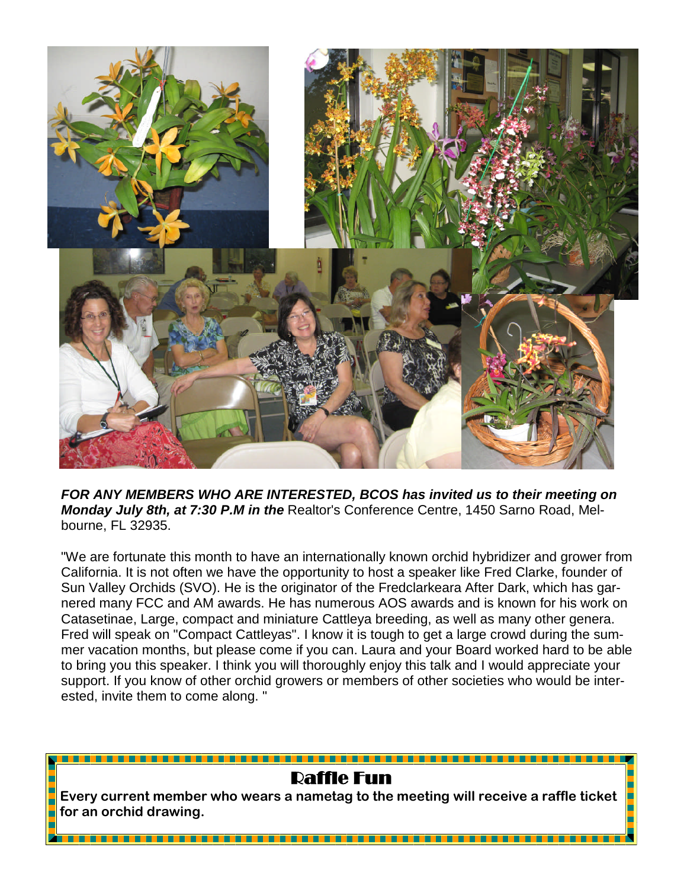***FOR ANY MEMBERS WHO ARE INTERESTED, BCOS has invited us to their meeting on Monday July 8th, at 7:30 P.M in the*** Realtor's Conference Centre, 1450 Sarno Road, Melbourne, FL 32935.

"We are fortunate this month to have an internationally known orchid hybridizer and grower from California. It is not often we have the opportunity to host a speaker like Fred Clarke, founder of Sun Valley Orchids (SVO). He is the originator of the Fredclarkeara After Dark, which has garnered many FCC and AM awards. He has numerous AOS awards and is known for his work on Catasetinae, Large, compact and miniature Cattleya breeding, as well as many other genera. Fred will speak on "Compact Cattleyas". I know it is tough to get a large crowd during the summer vacation months, but please come if you can. Laura and your Board worked hard to be able to bring you this speaker. I think you will thoroughly enjoy this talk and I would appreciate your support. If you know of other orchid growers or members of other societies who would be interested, invite them to come along. "

## Raffle Fun

**Every current member who wears a nametag to the meeting will receive a raffle ticket for an orchid drawing.**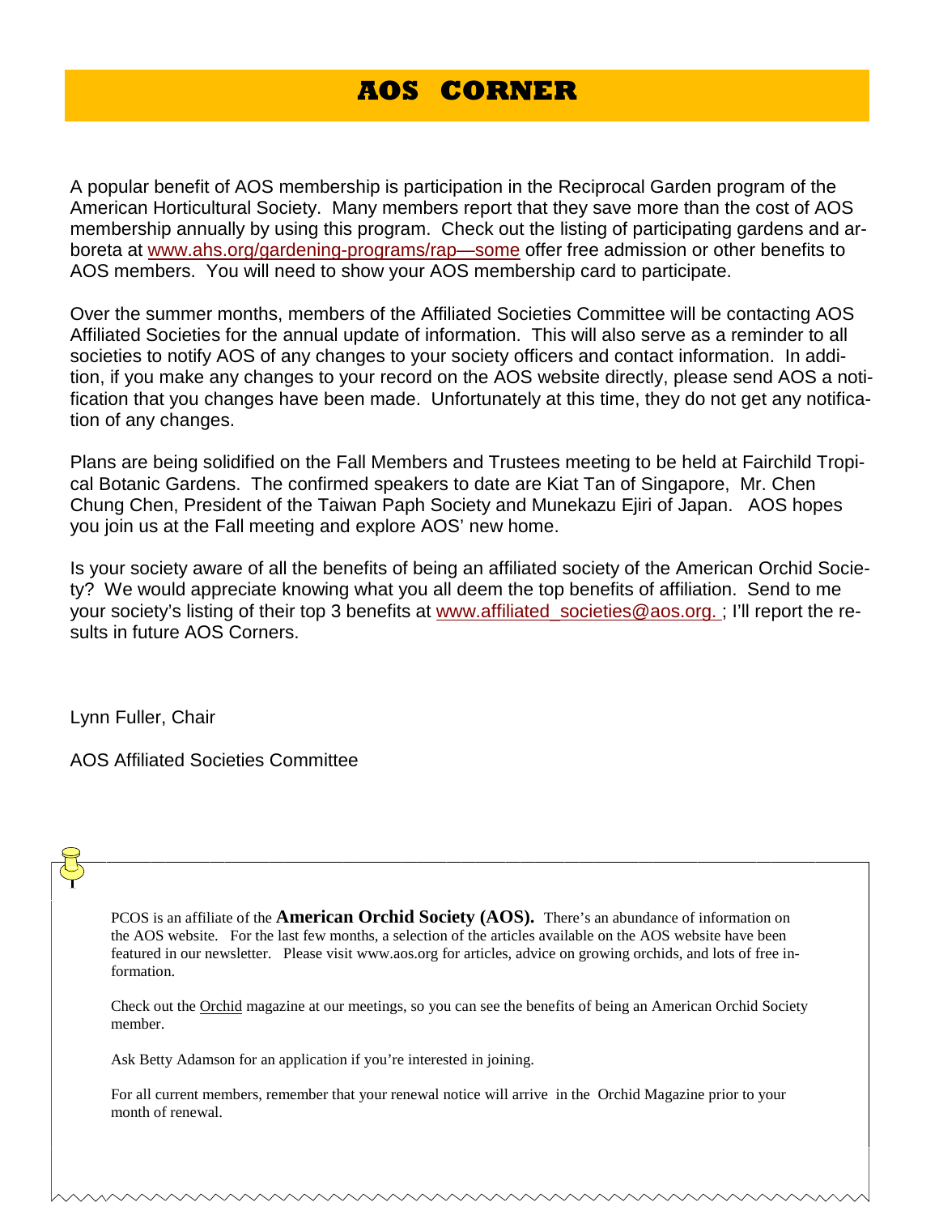# AOS CORNER

A popular benefit of AOS membership is participation in the Reciprocal Garden program of the American Horticultural Society. Many members report that they save more than the cost of AOS membership annually by using this program. Check out the listing of participating gardens and arboreta at www.ahs.org/gardening-programs/rap—some offer free admission or other benefits to AOS members. You will need to show your AOS membership card to participate.

Over the summer months, members of the Affiliated Societies Committee will be contacting AOS Affiliated Societies for the annual update of information. This will also serve as a reminder to all societies to notify AOS of any changes to your society officers and contact information. In addition, if you make any changes to your record on the AOS website directly, please send AOS a notification that you changes have been made. Unfortunately at this time, they do not get any notification of any changes.

Plans are being solidified on the Fall Members and Trustees meeting to be held at Fairchild Tropical Botanic Gardens. The confirmed speakers to date are Kiat Tan of Singapore, Mr. Chen Chung Chen, President of the Taiwan Paph Society and Munekazu Ejiri of Japan. AOS hopes you join us at the Fall meeting and explore AOS' new home.

Is your society aware of all the benefits of being an affiliated society of the American Orchid Society? We would appreciate knowing what you all deem the top benefits of affiliation. Send to me your society's listing of their top 3 benefits at www.affiliated_societies@aos.org. ; I'll report the results in future AOS Corners.

Lynn Fuller, Chair

AOS Affiliated Societies Committee

PCOS is an affiliate of the **American Orchid Society (AOS).** There's an abundance of information on the AOS website. For the last few months, a selection of the articles available on the AOS website have been featured in our newsletter. Please visit www.aos.org for articles, advice on growing orchids, and lots of free information.

Check out the Orchid magazine at our meetings, so you can see the benefits of being an American Orchid Society member.

Ask Betty Adamson for an application if you're interested in joining.

For all current members, remember that your renewal notice will arrive in the Orchid Magazine prior to your month of renewal.